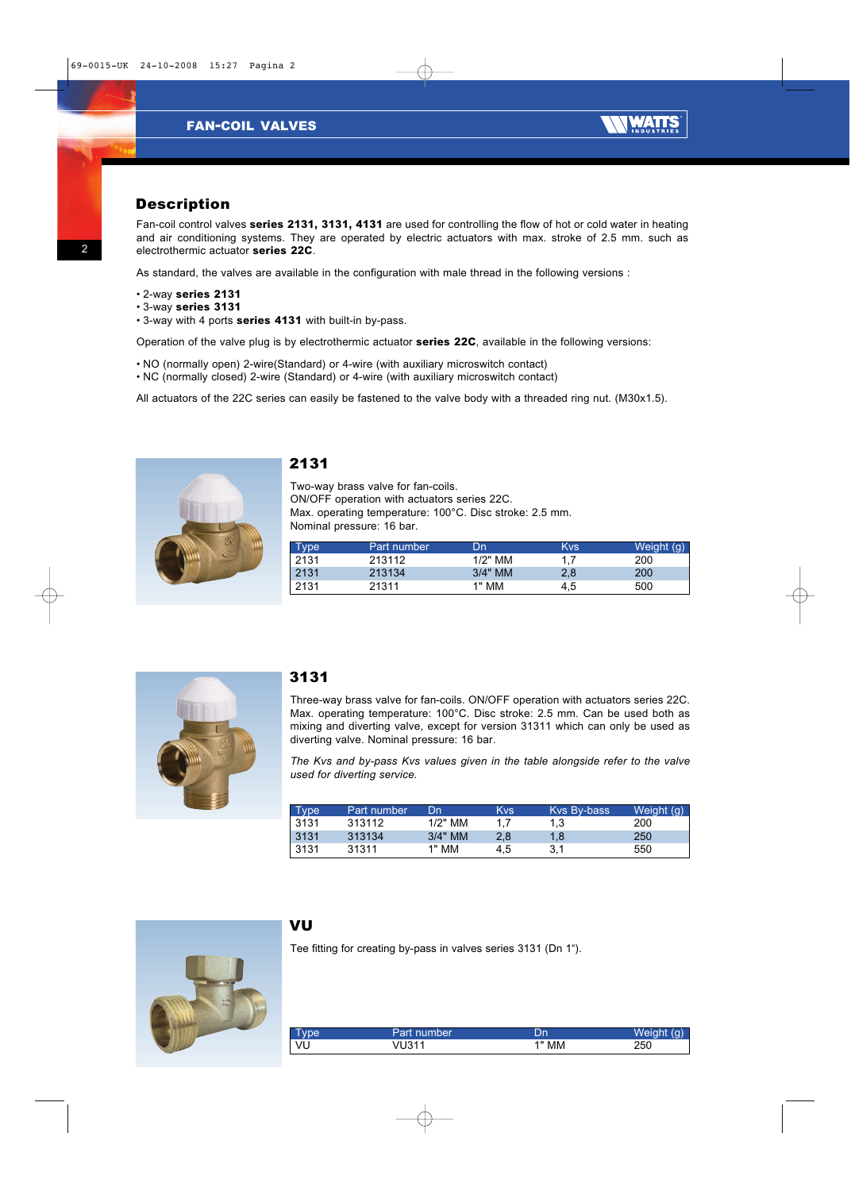## FAN-COIL VALVES

## Description

Fan-coil control valves **series 2131, 3131, 4131** are used for controlling the flow of hot or cold water in heating and air conditioning systems. They are operated by electric actuators with max. stroke of 2.5 mm. such as electrothermic actuator **series 22C**.

As standard, the valves are available in the configuration with male thread in the following versions :

- 2-way **series 2131**
- 3-way **series 3131**
- 3-way with 4 ports **series 4131** with built-in by-pass.

Operation of the valve plug is by electrothermic actuator **series 22C**, available in the following versions:

- NO (normally open) 2-wire(Standard) or 4-wire (with auxiliary microswitch contact)
- NC (normally closed) 2-wire (Standard) or 4-wire (with auxiliary microswitch contact)

All actuators of the 22C series can easily be fastened to the valve body with a threaded ring nut. (M30x1.5).

## 2131

Two-way brass valve for fan-coils.
ON/OFF operation with actuators series 22C.
Max. operating temperature: 100°C. Disc stroke: 2.5 mm.
Nominal pressure: 16 bar.

| Type | Part number | Dn | Kvs | Weight (g) |
|---|---|---|---|---|
| 2131 | 213112 | 1/2" MM | 1,7 | 200 |
| 2131 | 213134 | 3/4" MM | 2,8 | 200 |
| 2131 | 21311 | 1" MM | 4,5 | 500 |

## 3131

Three-way brass valve for fan-coils. ON/OFF operation with actuators series 22C. Max. operating temperature: 100°C. Disc stroke: 2.5 mm. Can be used both as mixing and diverting valve, except for version 31311 which can only be used as diverting valve. Nominal pressure: 16 bar.

*The Kvs and by-pass Kvs values given in the table alongside refer to the valve used for diverting service.*

| Type | Part number | Dn | Kvs | Kvs By-bass | Weight (g) |
|---|---|---|---|---|---|
| 3131 | 313112 | 1/2" MM | 1,7 | 1,3 | 200 |
| 3131 | 313134 | 3/4" MM | 2,8 | 1,8 | 250 |
| 3131 | 31311 | 1" MM | 4,5 | 3,1 | 550 |

## VU

Tee fitting for creating by-pass in valves series 3131 (Dn 1").

| Type | Part number | Dn | Weight (g) |
|---|---|---|---|
| VU | VU311 | 1" MM | 250 |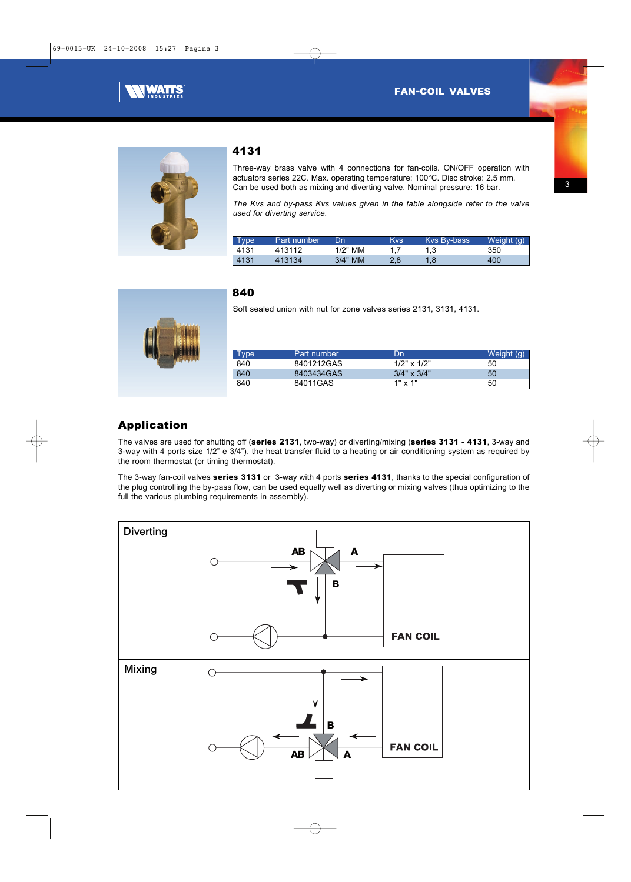## 4131

Three-way brass valve with 4 connections for fan-coils. ON/OFF operation with actuators series 22C. Max. operating temperature: 100°C. Disc stroke: 2.5 mm. Can be used both as mixing and diverting valve. Nominal pressure: 16 bar.

*The Kvs and by-pass Kvs values given in the table alongside refer to the valve used for diverting service.*

| Type | Part number | Dn | Kvs | Kvs By-bass | Weight (g) |
|---|---|---|---|---|---|
| 4131 | 413112 | 1/2" MM | 1,7 | 1,3 | 350 |
| 4131 | 413134 | 3/4" MM | 2,8 | 1,8 | 400 |

## 840

Soft sealed union with nut for zone valves series 2131, 3131, 4131.

| Type | Part number | Dn | Weight (g) |
|---|---|---|---|
| 840 | 8401212GAS | 1/2" x 1/2" | 50 |
| 840 | 8403434GAS | 3/4" x 3/4" | 50 |
| 840 | 84011GAS | 1" x 1" | 50 |

## Application

The valves are used for shutting off (**series 2131**, two-way) or diverting/mixing (**series 3131 - 4131**, 3-way and 3-way with 4 ports size 1/2" e 3/4"), the heat transfer fluid to a heating or air conditioning system as required by the room thermostat (or timing thermostat).

The 3-way fan-coil valves **series 3131** or 3-way with 4 ports **series 4131**, thanks to the special configuration of the plug controlling the by-pass flow, can be used equally well as diverting or mixing valves (thus optimizing to the full the various plumbing requirements in assembly).

Diverting

AB A B FAN COIL

Mixing

B AB A FAN COIL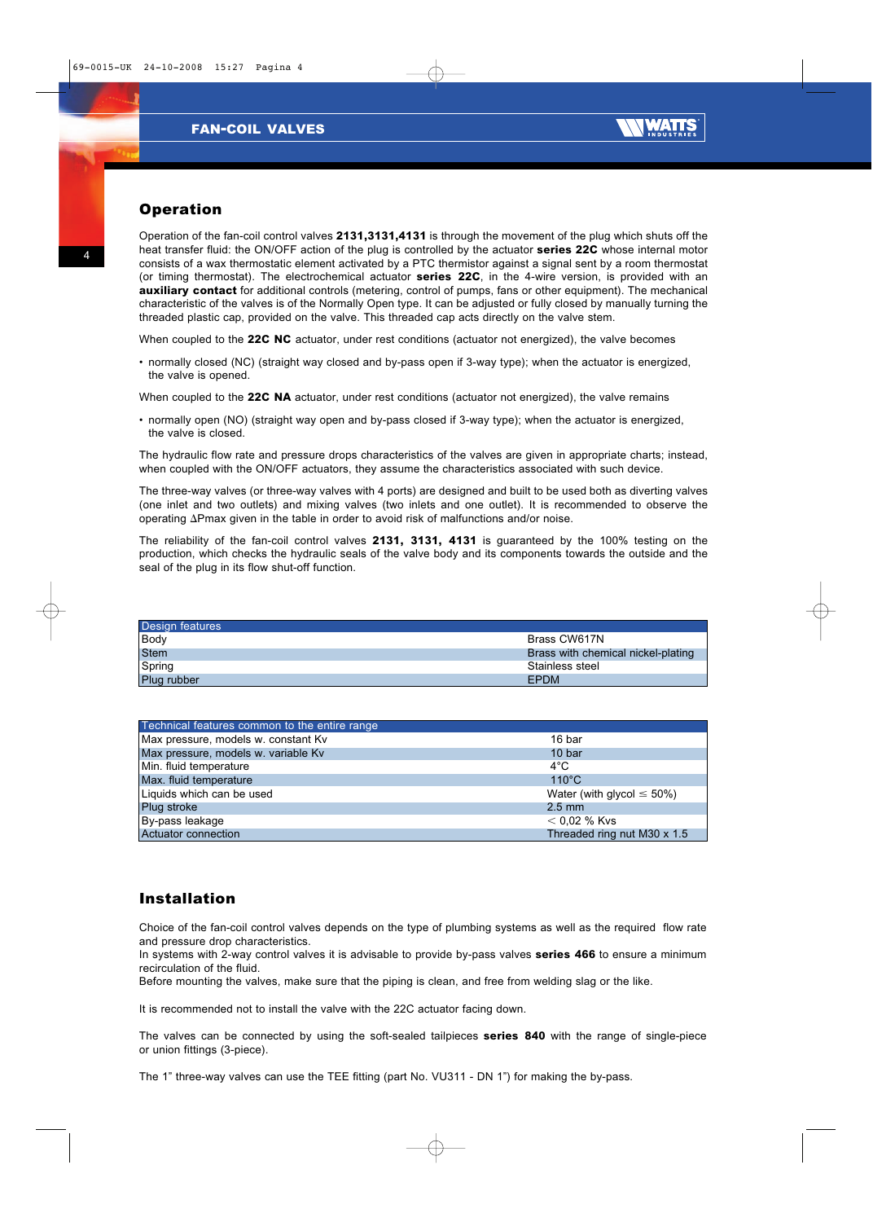## Operation

Operation of the fan-coil control valves **2131,3131,4131** is through the movement of the plug which shuts off the heat transfer fluid: the ON/OFF action of the plug is controlled by the actuator **series 22C** whose internal motor consists of a wax thermostatic element activated by a PTC thermistor against a signal sent by a room thermostat (or timing thermostat). The electrochemical actuator **series 22C**, in the 4-wire version, is provided with an **auxiliary contact** for additional controls (metering, control of pumps, fans or other equipment). The mechanical characteristic of the valves is of the Normally Open type. It can be adjusted or fully closed by manually turning the threaded plastic cap, provided on the valve. This threaded cap acts directly on the valve stem.

When coupled to the **22C NC** actuator, under rest conditions (actuator not energized), the valve becomes

- normally closed (NC) (straight way closed and by-pass open if 3-way type); when the actuator is energized, the valve is opened.

When coupled to the **22C NA** actuator, under rest conditions (actuator not energized), the valve remains

- normally open (NO) (straight way open and by-pass closed if 3-way type); when the actuator is energized, the valve is closed.

The hydraulic flow rate and pressure drops characteristics of the valves are given in appropriate charts; instead, when coupled with the ON/OFF actuators, they assume the characteristics associated with such device.

The three-way valves (or three-way valves with 4 ports) are designed and built to be used both as diverting valves (one inlet and two outlets) and mixing valves (two inlets and one outlet). It is recommended to observe the operating ΔPmax given in the table in order to avoid risk of malfunctions and/or noise.

The reliability of the fan-coil control valves **2131, 3131, 4131** is guaranteed by the 100% testing on the production, which checks the hydraulic seals of the valve body and its components towards the outside and the seal of the plug in its flow shut-off function.

| Design features | |
|---|---|
| Body | Brass CW617N |
| Stem | Brass with chemical nickel-plating |
| Spring | Stainless steel |
| Plug rubber | EPDM |

| Technical features common to the entire range | |
|---|---|
| Max pressure, models w. constant Kv | 16 bar |
| Max pressure, models w. variable Kv | 10 bar |
| Min. fluid temperature | 4°C |
| Max. fluid temperature | 110°C |
| Liquids which can be used | Water (with glycol ≤ 50%) |
| Plug stroke | 2.5 mm |
| By-pass leakage | < 0,02 % Kvs |
| Actuator connection | Threaded ring nut M30 x 1.5 |

## Installation

Choice of the fan-coil control valves depends on the type of plumbing systems as well as the required flow rate and pressure drop characteristics.
In systems with 2-way control valves it is advisable to provide by-pass valves **series 466** to ensure a minimum recirculation of the fluid.
Before mounting the valves, make sure that the piping is clean, and free from welding slag or the like.

It is recommended not to install the valve with the 22C actuator facing down.

The valves can be connected by using the soft-sealed tailpieces **series 840** with the range of single-piece or union fittings (3-piece).

The 1" three-way valves can use the TEE fitting (part No. VU311 - DN 1") for making the by-pass.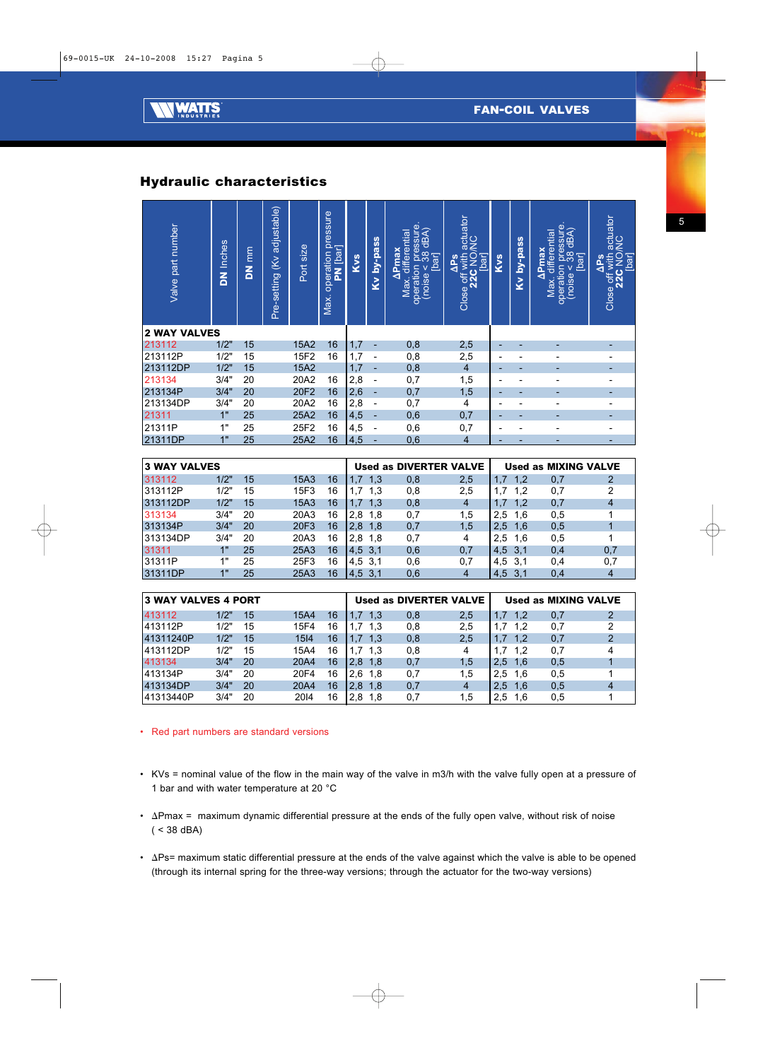## Hydraulic characteristics

| Valve part number | DN Inches | DN mm | Pre-setting (Kv adjustable) | Port size | Max. operation pressure PN [bar] | Kvs | Kv by-pass | ΔPmax Max. differential operation pressure (noise < 38 dBA) [bar] | ΔPs Close off with actuator 22C NO/NC [bar] | Kvs | Kv by-pass | ΔPmax Max. differential operation pressure (noise < 38 dBA) [bar] | ΔPs Close off with actuator 22C NO/NC [bar] |
|---|---|---|---|---|---|---|---|---|---|---|---|---|---|
| **2 WAY VALVES** | | | | | | | | | | | | | |
| 213112 | 1/2" | 15 | | 15A2 | 16 | 1,7 | - | 0,8 | 2,5 | - | - | - | - |
| 213112P | 1/2" | 15 | | 15F2 | 16 | 1,7 | - | 0,8 | 2,5 | - | - | - | - |
| 213112DP | 1/2" | 15 | | 15A2 | | 1,7 | - | 0,8 | 4 | - | - | - | - |
| 213134 | 3/4" | 20 | | 20A2 | 16 | 2,8 | - | 0,7 | 1,5 | - | - | - | - |
| 213134P | 3/4" | 20 | | 20F2 | 16 | 2,6 | - | 0,7 | 1,5 | - | - | - | - |
| 213134DP | 3/4" | 20 | | 20A2 | 16 | 2,8 | - | 0,7 | 4 | - | - | - | - |
| 21311 | 1" | 25 | | 25A2 | 16 | 4,5 | - | 0,6 | 0,7 | - | - | - | - |
| 21311P | 1" | 25 | | 25F2 | 16 | 4,5 | - | 0,6 | 0,7 | - | - | - | - |
| 21311DP | 1" | 25 | | 25A2 | 16 | 4,5 | - | 0,6 | 4 | - | - | - | - |
| **3 WAY VALVES** | | | | | | **Used as DIVERTER VALVE** | | | | **Used as MIXING VALVE** | | | |
| 313112 | 1/2" | 15 | | 15A3 | 16 | 1,7 | 1,3 | 0,8 | 2,5 | 1,7 | 1,2 | 0,7 | 2 |
| 313112P | 1/2" | 15 | | 15F3 | 16 | 1,7 | 1,3 | 0,8 | 2,5 | 1,7 | 1,2 | 0,7 | 2 |
| 313112DP | 1/2" | 15 | | 15A3 | 16 | 1,7 | 1,3 | 0,8 | 4 | 1,7 | 1,2 | 0,7 | 4 |
| 313134 | 3/4" | 20 | | 20A3 | 16 | 2,8 | 1,8 | 0,7 | 1,5 | 2,5 | 1,6 | 0,5 | 1 |
| 313134P | 3/4" | 20 | | 20F3 | 16 | 2,8 | 1,8 | 0,7 | 1,5 | 2,5 | 1,6 | 0,5 | 1 |
| 313134DP | 3/4" | 20 | | 20A3 | 16 | 2,8 | 1,8 | 0,7 | 4 | 2,5 | 1,6 | 0,5 | 1 |
| 31311 | 1" | 25 | | 25A3 | 16 | 4,5 | 3,1 | 0,6 | 0,7 | 4,5 | 3,1 | 0,4 | 0,7 |
| 31311P | 1" | 25 | | 25F3 | 16 | 4,5 | 3,1 | 0,6 | 0,7 | 4,5 | 3,1 | 0,4 | 0,7 |
| 31311DP | 1" | 25 | | 25A3 | 16 | 4,5 | 3,1 | 0,6 | 4 | 4,5 | 3,1 | 0,4 | 4 |
| **3 WAY VALVES 4 PORT** | | | | | | **Used as DIVERTER VALVE** | | | | **Used as MIXING VALVE** | | | |
| 413112 | 1/2" | 15 | | 15A4 | 16 | 1,7 | 1,3 | 0,8 | 2,5 | 1,7 | 1,2 | 0,7 | 2 |
| 413112P | 1/2" | 15 | | 15F4 | 16 | 1,7 | 1,3 | 0,8 | 2,5 | 1,7 | 1,2 | 0,7 | 2 |
| 41311240P | 1/2" | 15 | | 15I4 | 16 | 1,7 | 1,3 | 0,8 | 2,5 | 1,7 | 1,2 | 0,7 | 2 |
| 413112DP | 1/2" | 15 | | 15A4 | 16 | 1,7 | 1,3 | 0,8 | 4 | 1,7 | 1,2 | 0,7 | 4 |
| 413134 | 3/4" | 20 | | 20A4 | 16 | 2,8 | 1,8 | 0,7 | 1,5 | 2,5 | 1,6 | 0,5 | 1 |
| 413134P | 3/4" | 20 | | 20F4 | 16 | 2,6 | 1,8 | 0,7 | 1,5 | 2,5 | 1,6 | 0,5 | 1 |
| 413134DP | 3/4" | 20 | | 20A4 | 16 | 2,8 | 1,8 | 0,7 | 4 | 2,5 | 1,6 | 0,5 | 4 |
| 41313440P | 3/4" | 20 | | 20I4 | 16 | 2,8 | 1,8 | 0,7 | 1,5 | 2,5 | 1,6 | 0,5 | 1 |

- Red part numbers are standard versions

- KVs = nominal value of the flow in the main way of the valve in m3/h with the valve fully open at a pressure of 1 bar and with water temperature at 20 °C

- ΔPmax = maximum dynamic differential pressure at the ends of the fully open valve, without risk of noise ( < 38 dBA)

- ΔPs= maximum static differential pressure at the ends of the valve against which the valve is able to be opened (through its internal spring for the three-way versions; through the actuator for the two-way versions)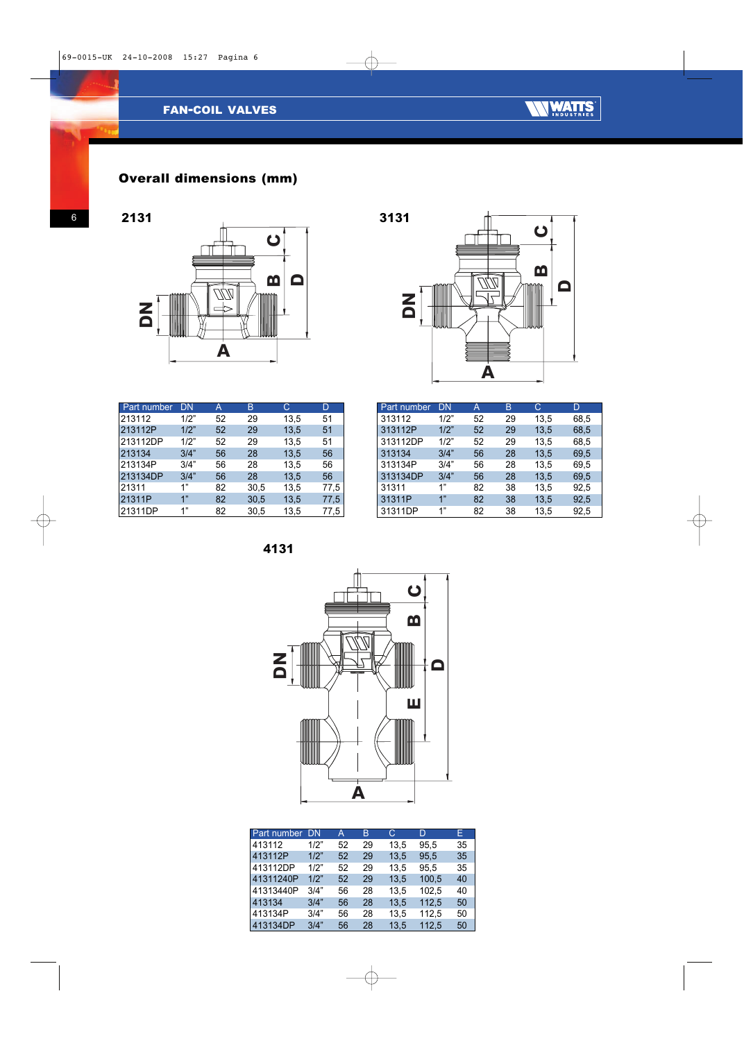## FAN-COIL VALVES

### Overall dimensions (mm)

**2131**

DN
A
B
C
D

| Part number | DN | A | B | C | D |
|---|---|---|---|---|---|
| 213112 | 1/2" | 52 | 29 | 13,5 | 51 |
| 213112P | 1/2" | 52 | 29 | 13,5 | 51 |
| 213112DP | 1/2" | 52 | 29 | 13,5 | 51 |
| 213134 | 3/4" | 56 | 28 | 13,5 | 56 |
| 213134P | 3/4" | 56 | 28 | 13,5 | 56 |
| 213134DP | 3/4" | 56 | 28 | 13,5 | 56 |
| 21311 | 1" | 82 | 30,5 | 13,5 | 77,5 |
| 21311P | 1" | 82 | 30,5 | 13,5 | 77,5 |
| 21311DP | 1" | 82 | 30,5 | 13,5 | 77,5 |

**3131**

DN
A
B
C
D

| Part number | DN | A | B | C | D |
|---|---|---|---|---|---|
| 313112 | 1/2" | 52 | 29 | 13,5 | 68,5 |
| 313112P | 1/2" | 52 | 29 | 13,5 | 68,5 |
| 313112DP | 1/2" | 52 | 29 | 13,5 | 68,5 |
| 313134 | 3/4" | 56 | 28 | 13,5 | 69,5 |
| 313134P | 3/4" | 56 | 28 | 13,5 | 69,5 |
| 313134DP | 3/4" | 56 | 28 | 13,5 | 69,5 |
| 31311 | 1" | 82 | 38 | 13,5 | 92,5 |
| 31311P | 1" | 82 | 38 | 13,5 | 92,5 |
| 31311DP | 1" | 82 | 38 | 13,5 | 92,5 |

**4131**

DN
A
B
C
D
E

| Part number | DN | A | B | C | D | E |
|---|---|---|---|---|---|---|
| 413112 | 1/2" | 52 | 29 | 13,5 | 95,5 | 35 |
| 413112P | 1/2" | 52 | 29 | 13,5 | 95,5 | 35 |
| 413112DP | 1/2" | 52 | 29 | 13,5 | 95,5 | 35 |
| 41311240P | 1/2" | 52 | 29 | 13,5 | 100,5 | 40 |
| 41313440P | 3/4" | 56 | 28 | 13,5 | 102,5 | 40 |
| 413134 | 3/4" | 56 | 28 | 13,5 | 112,5 | 50 |
| 413134P | 3/4" | 56 | 28 | 13,5 | 112,5 | 50 |
| 413134DP | 3/4" | 56 | 28 | 13,5 | 112,5 | 50 |